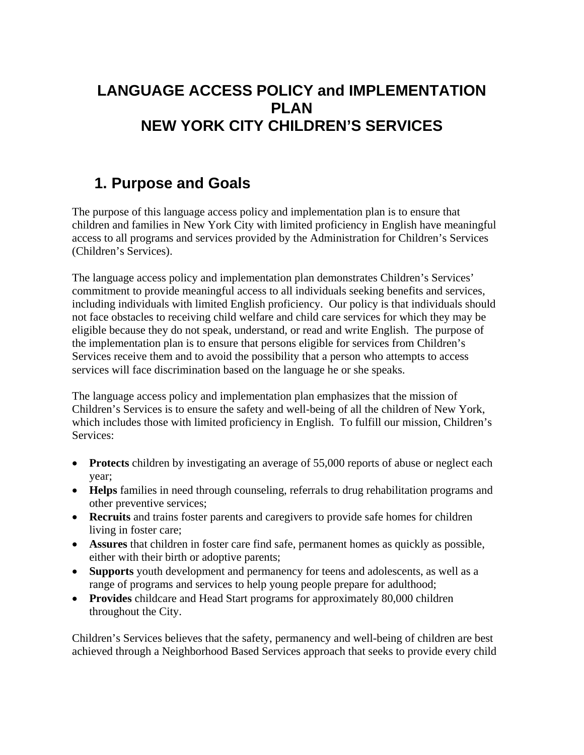# LANGUAGE ACCESS POLICY and IMPLEMENTATION PLAN
# NEW YORK CITY CHILDREN'S SERVICES

## 1. Purpose and Goals

The purpose of this language access policy and implementation plan is to ensure that children and families in New York City with limited proficiency in English have meaningful access to all programs and services provided by the Administration for Children's Services (Children's Services).

The language access policy and implementation plan demonstrates Children's Services' commitment to provide meaningful access to all individuals seeking benefits and services, including individuals with limited English proficiency. Our policy is that individuals should not face obstacles to receiving child welfare and child care services for which they may be eligible because they do not speak, understand, or read and write English. The purpose of the implementation plan is to ensure that persons eligible for services from Children's Services receive them and to avoid the possibility that a person who attempts to access services will face discrimination based on the language he or she speaks.

The language access policy and implementation plan emphasizes that the mission of Children's Services is to ensure the safety and well-being of all the children of New York, which includes those with limited proficiency in English. To fulfill our mission, Children's Services:

- **Protects** children by investigating an average of 55,000 reports of abuse or neglect each year;
- **Helps** families in need through counseling, referrals to drug rehabilitation programs and other preventive services;
- **Recruits** and trains foster parents and caregivers to provide safe homes for children living in foster care;
- **Assures** that children in foster care find safe, permanent homes as quickly as possible, either with their birth or adoptive parents;
- **Supports** youth development and permanency for teens and adolescents, as well as a range of programs and services to help young people prepare for adulthood;
- **Provides** childcare and Head Start programs for approximately 80,000 children throughout the City.

Children's Services believes that the safety, permanency and well-being of children are best achieved through a Neighborhood Based Services approach that seeks to provide every child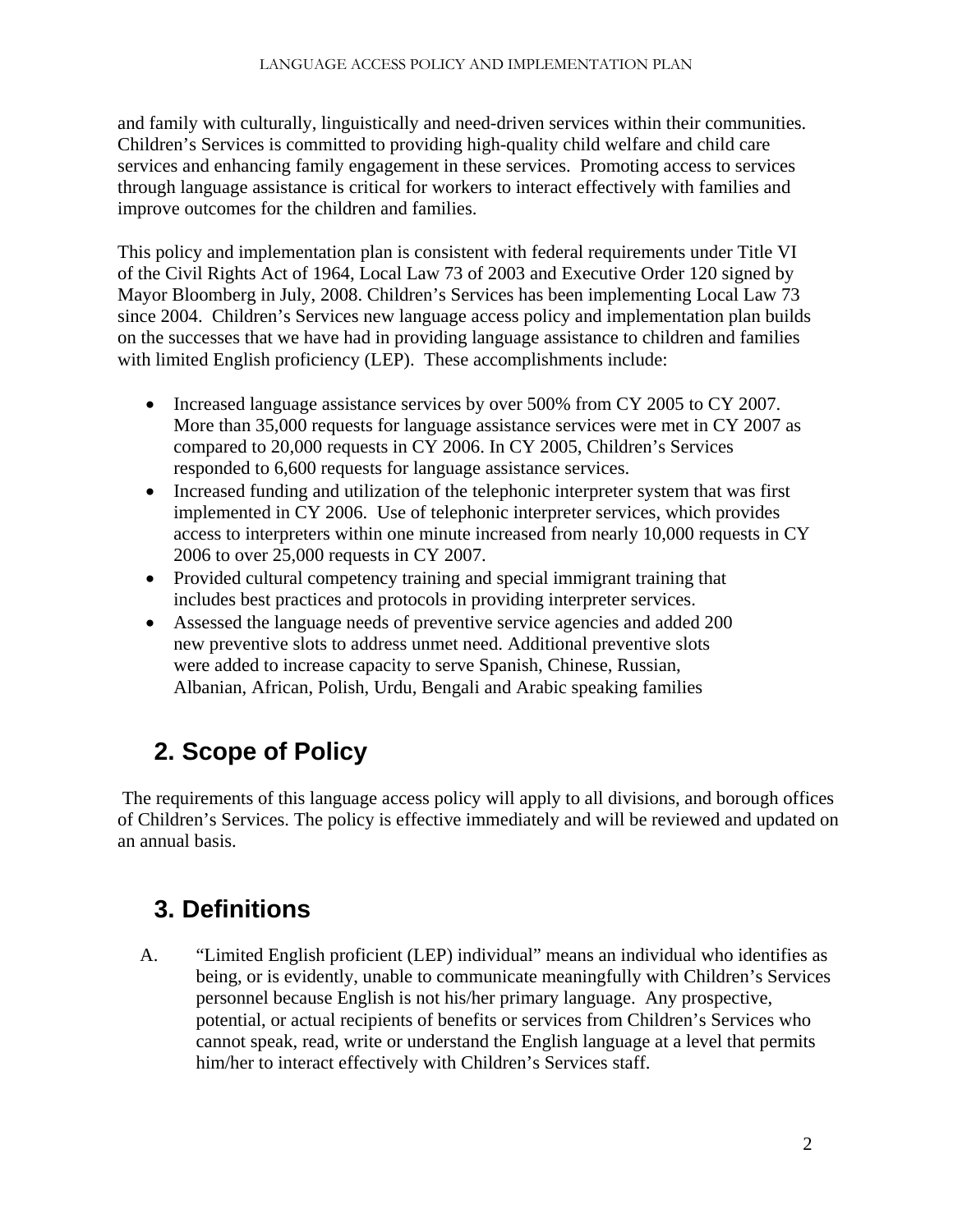and family with culturally, linguistically and need-driven services within their communities. Children's Services is committed to providing high-quality child welfare and child care services and enhancing family engagement in these services. Promoting access to services through language assistance is critical for workers to interact effectively with families and improve outcomes for the children and families.

This policy and implementation plan is consistent with federal requirements under Title VI of the Civil Rights Act of 1964, Local Law 73 of 2003 and Executive Order 120 signed by Mayor Bloomberg in July, 2008. Children's Services has been implementing Local Law 73 since 2004. Children's Services new language access policy and implementation plan builds on the successes that we have had in providing language assistance to children and families with limited English proficiency (LEP). These accomplishments include:

- Increased language assistance services by over 500% from CY 2005 to CY 2007. More than 35,000 requests for language assistance services were met in CY 2007 as compared to 20,000 requests in CY 2006. In CY 2005, Children's Services responded to 6,600 requests for language assistance services.
- Increased funding and utilization of the telephonic interpreter system that was first implemented in CY 2006. Use of telephonic interpreter services, which provides access to interpreters within one minute increased from nearly 10,000 requests in CY 2006 to over 25,000 requests in CY 2007.
- Provided cultural competency training and special immigrant training that includes best practices and protocols in providing interpreter services.
- Assessed the language needs of preventive service agencies and added 200 new preventive slots to address unmet need. Additional preventive slots were added to increase capacity to serve Spanish, Chinese, Russian, Albanian, African, Polish, Urdu, Bengali and Arabic speaking families

## 2. Scope of Policy

The requirements of this language access policy will apply to all divisions, and borough offices of Children's Services. The policy is effective immediately and will be reviewed and updated on an annual basis.

## 3. Definitions

A. "Limited English proficient (LEP) individual" means an individual who identifies as being, or is evidently, unable to communicate meaningfully with Children's Services personnel because English is not his/her primary language. Any prospective, potential, or actual recipients of benefits or services from Children's Services who cannot speak, read, write or understand the English language at a level that permits him/her to interact effectively with Children's Services staff.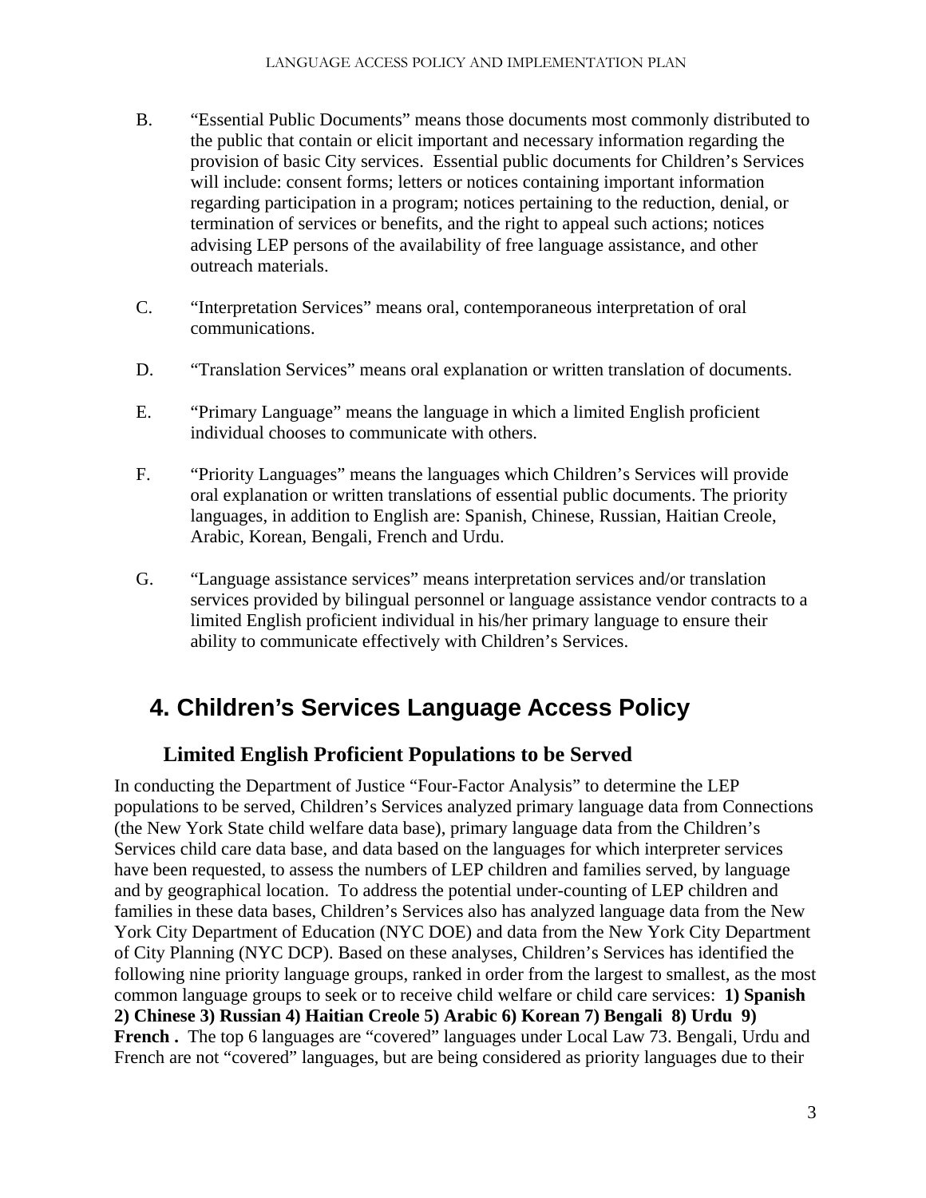B. “Essential Public Documents” means those documents most commonly distributed to the public that contain or elicit important and necessary information regarding the provision of basic City services. Essential public documents for Children’s Services will include: consent forms; letters or notices containing important information regarding participation in a program; notices pertaining to the reduction, denial, or termination of services or benefits, and the right to appeal such actions; notices advising LEP persons of the availability of free language assistance, and other outreach materials.

C. “Interpretation Services” means oral, contemporaneous interpretation of oral communications.

D. “Translation Services” means oral explanation or written translation of documents.

E. “Primary Language” means the language in which a limited English proficient individual chooses to communicate with others.

F. “Priority Languages” means the languages which Children’s Services will provide oral explanation or written translations of essential public documents. The priority languages, in addition to English are: Spanish, Chinese, Russian, Haitian Creole, Arabic, Korean, Bengali, French and Urdu.

G. “Language assistance services” means interpretation services and/or translation services provided by bilingual personnel or language assistance vendor contracts to a limited English proficient individual in his/her primary language to ensure their ability to communicate effectively with Children’s Services.

## 4. Children’s Services Language Access Policy

### Limited English Proficient Populations to be Served

In conducting the Department of Justice “Four-Factor Analysis” to determine the LEP populations to be served, Children’s Services analyzed primary language data from Connections (the New York State child welfare data base), primary language data from the Children’s Services child care data base, and data based on the languages for which interpreter services have been requested, to assess the numbers of LEP children and families served, by language and by geographical location. To address the potential under-counting of LEP children and families in these data bases, Children’s Services also has analyzed language data from the New York City Department of Education (NYC DOE) and data from the New York City Department of City Planning (NYC DCP). Based on these analyses, Children’s Services has identified the following nine priority language groups, ranked in order from the largest to smallest, as the most common language groups to seek or to receive child welfare or child care services: **1) Spanish 2) Chinese 3) Russian 4) Haitian Creole 5) Arabic 6) Korean 7) Bengali 8) Urdu 9) French .** The top 6 languages are “covered” languages under Local Law 73. Bengali, Urdu and French are not “covered” languages, but are being considered as priority languages due to their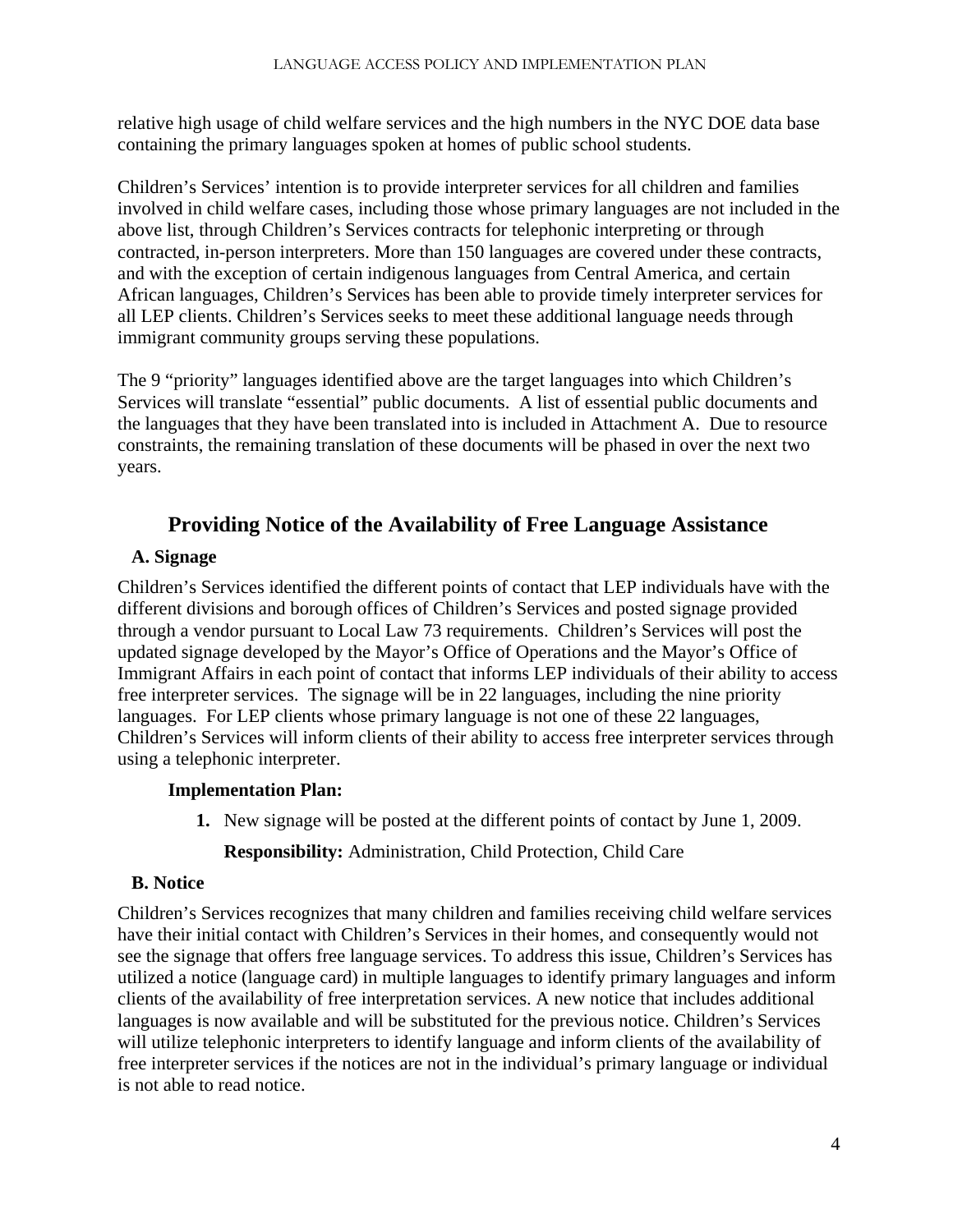relative high usage of child welfare services and the high numbers in the NYC DOE data base containing the primary languages spoken at homes of public school students.

Children's Services' intention is to provide interpreter services for all children and families involved in child welfare cases, including those whose primary languages are not included in the above list, through Children's Services contracts for telephonic interpreting or through contracted, in-person interpreters. More than 150 languages are covered under these contracts, and with the exception of certain indigenous languages from Central America, and certain African languages, Children's Services has been able to provide timely interpreter services for all LEP clients. Children's Services seeks to meet these additional language needs through immigrant community groups serving these populations.

The 9 "priority" languages identified above are the target languages into which Children's Services will translate "essential" public documents. A list of essential public documents and the languages that they have been translated into is included in Attachment A. Due to resource constraints, the remaining translation of these documents will be phased in over the next two years.

## Providing Notice of the Availability of Free Language Assistance

### A. Signage

Children's Services identified the different points of contact that LEP individuals have with the different divisions and borough offices of Children's Services and posted signage provided through a vendor pursuant to Local Law 73 requirements. Children's Services will post the updated signage developed by the Mayor's Office of Operations and the Mayor's Office of Immigrant Affairs in each point of contact that informs LEP individuals of their ability to access free interpreter services. The signage will be in 22 languages, including the nine priority languages. For LEP clients whose primary language is not one of these 22 languages, Children's Services will inform clients of their ability to access free interpreter services through using a telephonic interpreter.

**Implementation Plan:**

1. New signage will be posted at the different points of contact by June 1, 2009.

   **Responsibility:** Administration, Child Protection, Child Care

### B. Notice

Children's Services recognizes that many children and families receiving child welfare services have their initial contact with Children's Services in their homes, and consequently would not see the signage that offers free language services. To address this issue, Children's Services has utilized a notice (language card) in multiple languages to identify primary languages and inform clients of the availability of free interpretation services. A new notice that includes additional languages is now available and will be substituted for the previous notice. Children's Services will utilize telephonic interpreters to identify language and inform clients of the availability of free interpreter services if the notices are not in the individual's primary language or individual is not able to read notice.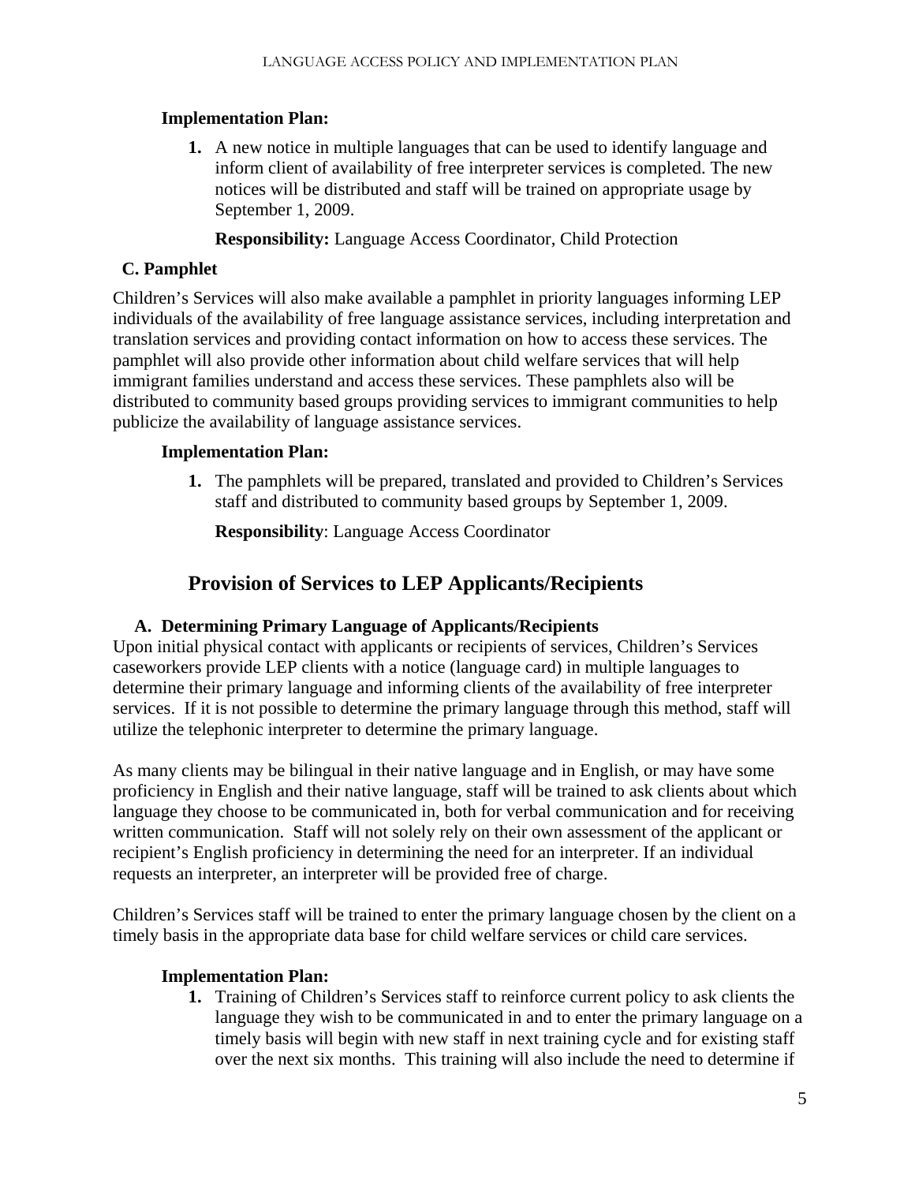**Implementation Plan:**

1. A new notice in multiple languages that can be used to identify language and inform client of availability of free interpreter services is completed. The new notices will be distributed and staff will be trained on appropriate usage by September 1, 2009.

   **Responsibility:** Language Access Coordinator, Child Protection

### C. Pamphlet

Children's Services will also make available a pamphlet in priority languages informing LEP individuals of the availability of free language assistance services, including interpretation and translation services and providing contact information on how to access these services. The pamphlet will also provide other information about child welfare services that will help immigrant families understand and access these services. These pamphlets also will be distributed to community based groups providing services to immigrant communities to help publicize the availability of language assistance services.

**Implementation Plan:**

1. The pamphlets will be prepared, translated and provided to Children's Services staff and distributed to community based groups by September 1, 2009.

   **Responsibility**: Language Access Coordinator

## Provision of Services to LEP Applicants/Recipients

### A. Determining Primary Language of Applicants/Recipients

Upon initial physical contact with applicants or recipients of services, Children's Services caseworkers provide LEP clients with a notice (language card) in multiple languages to determine their primary language and informing clients of the availability of free interpreter services. If it is not possible to determine the primary language through this method, staff will utilize the telephonic interpreter to determine the primary language.

As many clients may be bilingual in their native language and in English, or may have some proficiency in English and their native language, staff will be trained to ask clients about which language they choose to be communicated in, both for verbal communication and for receiving written communication. Staff will not solely rely on their own assessment of the applicant or recipient's English proficiency in determining the need for an interpreter. If an individual requests an interpreter, an interpreter will be provided free of charge.

Children's Services staff will be trained to enter the primary language chosen by the client on a timely basis in the appropriate data base for child welfare services or child care services.

**Implementation Plan:**

1. Training of Children's Services staff to reinforce current policy to ask clients the language they wish to be communicated in and to enter the primary language on a timely basis will begin with new staff in next training cycle and for existing staff over the next six months. This training will also include the need to determine if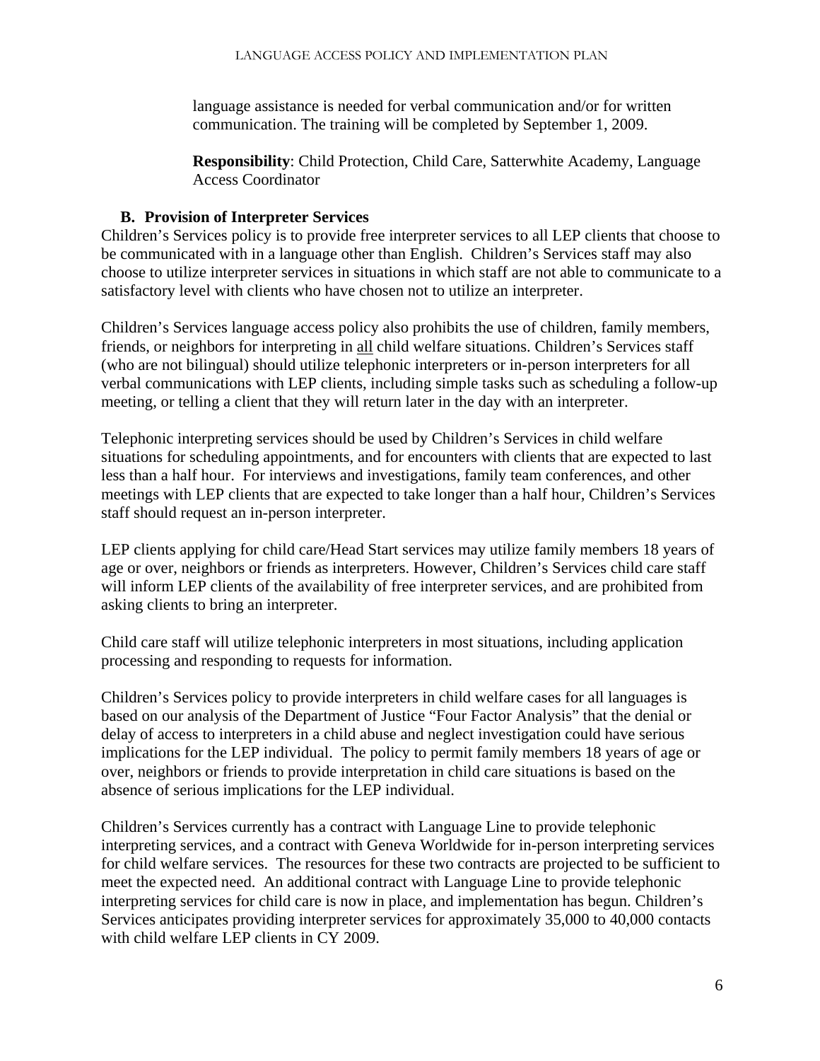language assistance is needed for verbal communication and/or for written communication. The training will be completed by September 1, 2009.

**Responsibility**: Child Protection, Child Care, Satterwhite Academy, Language Access Coordinator

### B. Provision of Interpreter Services

Children's Services policy is to provide free interpreter services to all LEP clients that choose to be communicated with in a language other than English. Children's Services staff may also choose to utilize interpreter services in situations in which staff are not able to communicate to a satisfactory level with clients who have chosen not to utilize an interpreter.

Children's Services language access policy also prohibits the use of children, family members, friends, or neighbors for interpreting in <u>all</u> child welfare situations. Children's Services staff (who are not bilingual) should utilize telephonic interpreters or in-person interpreters for all verbal communications with LEP clients, including simple tasks such as scheduling a follow-up meeting, or telling a client that they will return later in the day with an interpreter.

Telephonic interpreting services should be used by Children's Services in child welfare situations for scheduling appointments, and for encounters with clients that are expected to last less than a half hour. For interviews and investigations, family team conferences, and other meetings with LEP clients that are expected to take longer than a half hour, Children's Services staff should request an in-person interpreter.

LEP clients applying for child care/Head Start services may utilize family members 18 years of age or over, neighbors or friends as interpreters. However, Children's Services child care staff will inform LEP clients of the availability of free interpreter services, and are prohibited from asking clients to bring an interpreter.

Child care staff will utilize telephonic interpreters in most situations, including application processing and responding to requests for information.

Children's Services policy to provide interpreters in child welfare cases for all languages is based on our analysis of the Department of Justice "Four Factor Analysis" that the denial or delay of access to interpreters in a child abuse and neglect investigation could have serious implications for the LEP individual. The policy to permit family members 18 years of age or over, neighbors or friends to provide interpretation in child care situations is based on the absence of serious implications for the LEP individual.

Children's Services currently has a contract with Language Line to provide telephonic interpreting services, and a contract with Geneva Worldwide for in-person interpreting services for child welfare services. The resources for these two contracts are projected to be sufficient to meet the expected need. An additional contract with Language Line to provide telephonic interpreting services for child care is now in place, and implementation has begun. Children's Services anticipates providing interpreter services for approximately 35,000 to 40,000 contacts with child welfare LEP clients in CY 2009.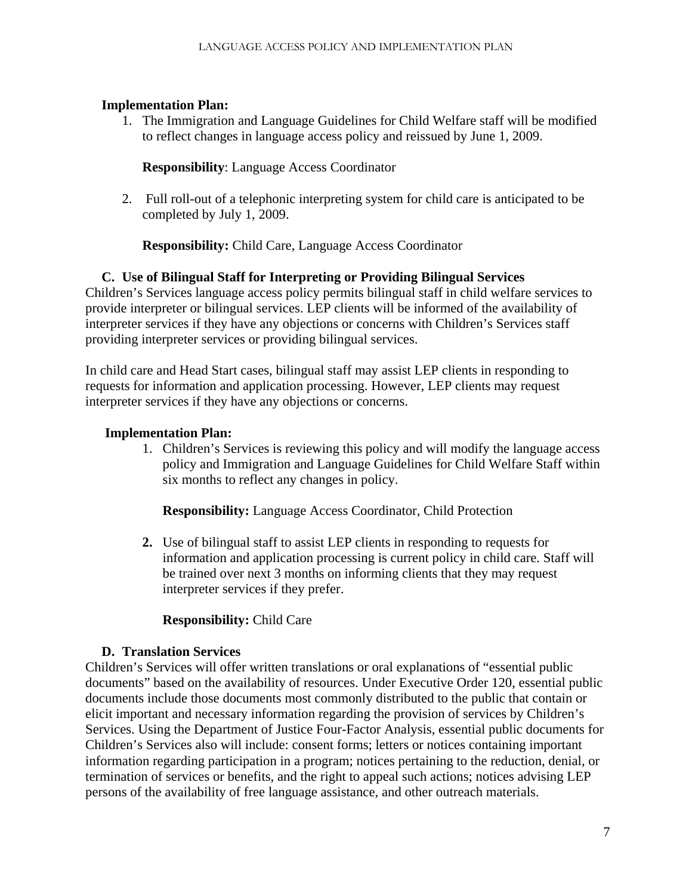**Implementation Plan:**

1. The Immigration and Language Guidelines for Child Welfare staff will be modified to reflect changes in language access policy and reissued by June 1, 2009.

   **Responsibility**: Language Access Coordinator

2. Full roll-out of a telephonic interpreting system for child care is anticipated to be completed by July 1, 2009.

   **Responsibility:** Child Care, Language Access Coordinator

### C. Use of Bilingual Staff for Interpreting or Providing Bilingual Services

Children's Services language access policy permits bilingual staff in child welfare services to provide interpreter or bilingual services. LEP clients will be informed of the availability of interpreter services if they have any objections or concerns with Children's Services staff providing interpreter services or providing bilingual services.

In child care and Head Start cases, bilingual staff may assist LEP clients in responding to requests for information and application processing. However, LEP clients may request interpreter services if they have any objections or concerns.

**Implementation Plan:**

1. Children's Services is reviewing this policy and will modify the language access policy and Immigration and Language Guidelines for Child Welfare Staff within six months to reflect any changes in policy.

   **Responsibility:** Language Access Coordinator, Child Protection

2. Use of bilingual staff to assist LEP clients in responding to requests for information and application processing is current policy in child care. Staff will be trained over next 3 months on informing clients that they may request interpreter services if they prefer.

   **Responsibility:** Child Care

### D. Translation Services

Children's Services will offer written translations or oral explanations of "essential public documents" based on the availability of resources. Under Executive Order 120, essential public documents include those documents most commonly distributed to the public that contain or elicit important and necessary information regarding the provision of services by Children's Services. Using the Department of Justice Four-Factor Analysis, essential public documents for Children's Services also will include: consent forms; letters or notices containing important information regarding participation in a program; notices pertaining to the reduction, denial, or termination of services or benefits, and the right to appeal such actions; notices advising LEP persons of the availability of free language assistance, and other outreach materials.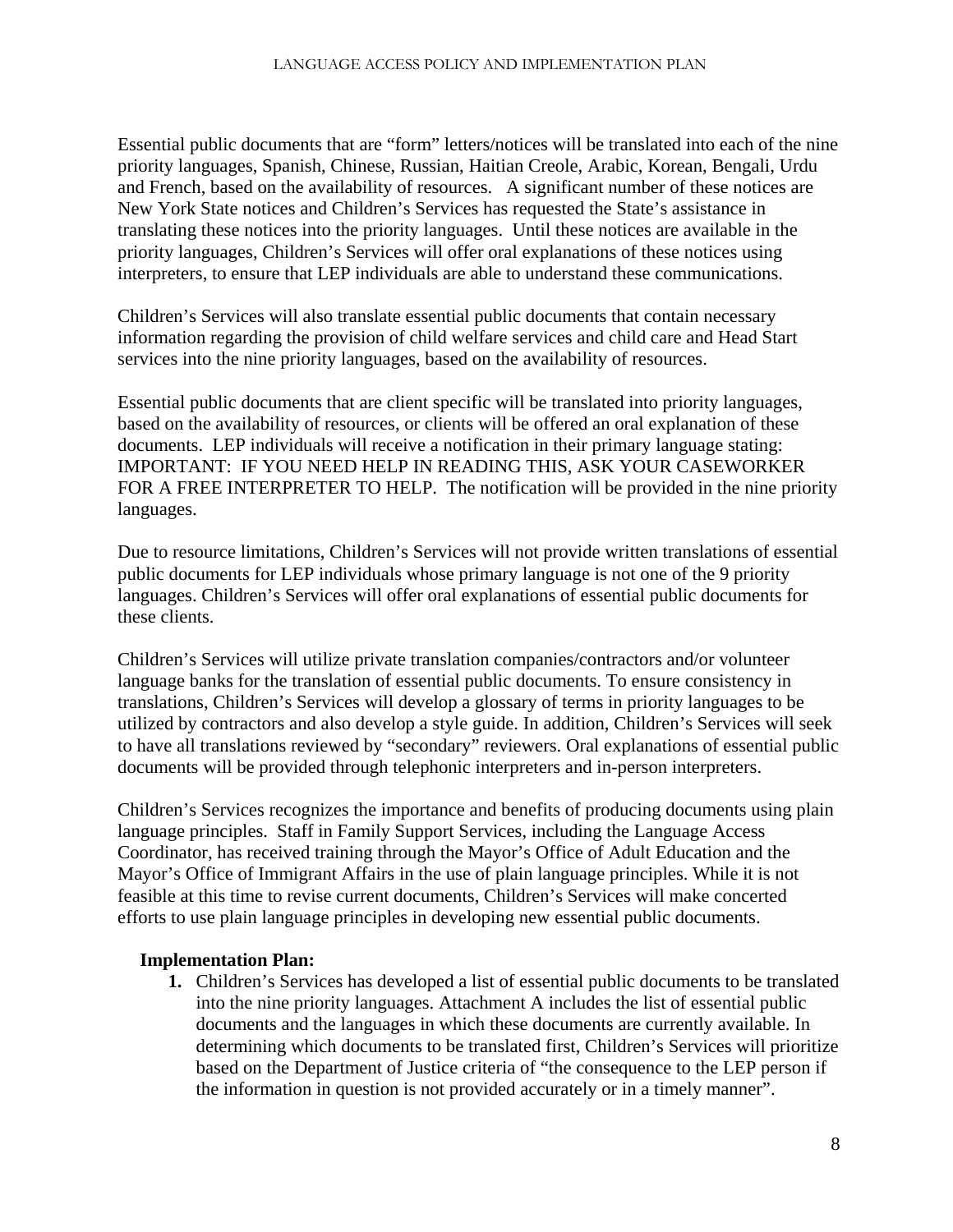Essential public documents that are "form" letters/notices will be translated into each of the nine priority languages, Spanish, Chinese, Russian, Haitian Creole, Arabic, Korean, Bengali, Urdu and French, based on the availability of resources. A significant number of these notices are New York State notices and Children's Services has requested the State's assistance in translating these notices into the priority languages. Until these notices are available in the priority languages, Children's Services will offer oral explanations of these notices using interpreters, to ensure that LEP individuals are able to understand these communications.

Children's Services will also translate essential public documents that contain necessary information regarding the provision of child welfare services and child care and Head Start services into the nine priority languages, based on the availability of resources.

Essential public documents that are client specific will be translated into priority languages, based on the availability of resources, or clients will be offered an oral explanation of these documents. LEP individuals will receive a notification in their primary language stating: IMPORTANT: IF YOU NEED HELP IN READING THIS, ASK YOUR CASEWORKER FOR A FREE INTERPRETER TO HELP. The notification will be provided in the nine priority languages.

Due to resource limitations, Children's Services will not provide written translations of essential public documents for LEP individuals whose primary language is not one of the 9 priority languages. Children's Services will offer oral explanations of essential public documents for these clients.

Children's Services will utilize private translation companies/contractors and/or volunteer language banks for the translation of essential public documents. To ensure consistency in translations, Children's Services will develop a glossary of terms in priority languages to be utilized by contractors and also develop a style guide. In addition, Children's Services will seek to have all translations reviewed by "secondary" reviewers. Oral explanations of essential public documents will be provided through telephonic interpreters and in-person interpreters.

Children's Services recognizes the importance and benefits of producing documents using plain language principles. Staff in Family Support Services, including the Language Access Coordinator, has received training through the Mayor's Office of Adult Education and the Mayor's Office of Immigrant Affairs in the use of plain language principles. While it is not feasible at this time to revise current documents, Children's Services will make concerted efforts to use plain language principles in developing new essential public documents.

**Implementation Plan:**

1. Children's Services has developed a list of essential public documents to be translated into the nine priority languages. Attachment A includes the list of essential public documents and the languages in which these documents are currently available. In determining which documents to be translated first, Children's Services will prioritize based on the Department of Justice criteria of "the consequence to the LEP person if the information in question is not provided accurately or in a timely manner".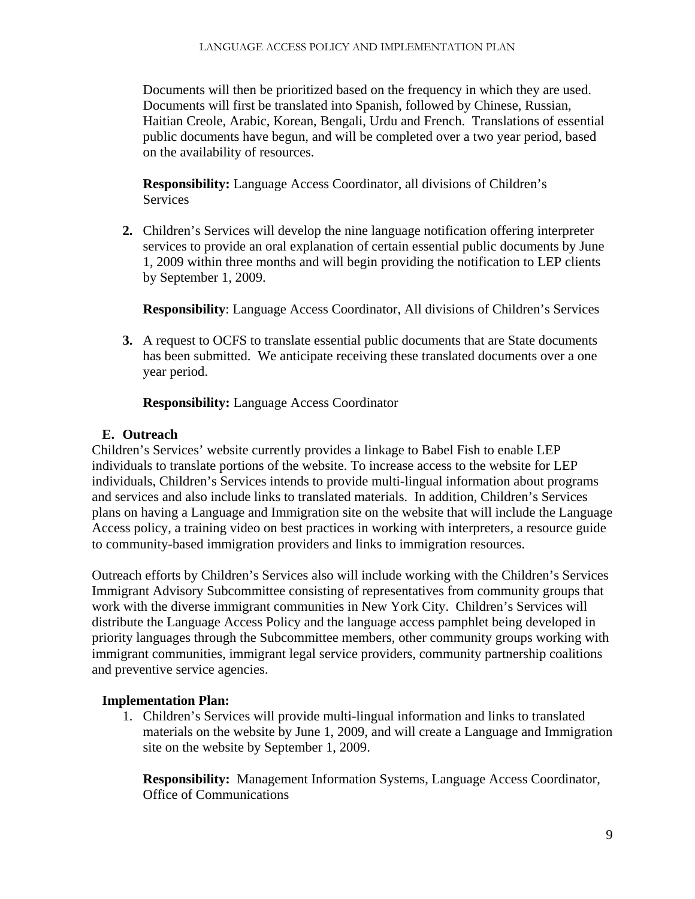Documents will then be prioritized based on the frequency in which they are used. Documents will first be translated into Spanish, followed by Chinese, Russian, Haitian Creole, Arabic, Korean, Bengali, Urdu and French. Translations of essential public documents have begun, and will be completed over a two year period, based on the availability of resources.

**Responsibility:** Language Access Coordinator, all divisions of Children's Services

2. Children's Services will develop the nine language notification offering interpreter services to provide an oral explanation of certain essential public documents by June 1, 2009 within three months and will begin providing the notification to LEP clients by September 1, 2009.

   **Responsibility**: Language Access Coordinator, All divisions of Children's Services

3. A request to OCFS to translate essential public documents that are State documents has been submitted. We anticipate receiving these translated documents over a one year period.

   **Responsibility:** Language Access Coordinator

### E. Outreach

Children's Services' website currently provides a linkage to Babel Fish to enable LEP individuals to translate portions of the website. To increase access to the website for LEP individuals, Children's Services intends to provide multi-lingual information about programs and services and also include links to translated materials. In addition, Children's Services plans on having a Language and Immigration site on the website that will include the Language Access policy, a training video on best practices in working with interpreters, a resource guide to community-based immigration providers and links to immigration resources.

Outreach efforts by Children's Services also will include working with the Children's Services Immigrant Advisory Subcommittee consisting of representatives from community groups that work with the diverse immigrant communities in New York City. Children's Services will distribute the Language Access Policy and the language access pamphlet being developed in priority languages through the Subcommittee members, other community groups working with immigrant communities, immigrant legal service providers, community partnership coalitions and preventive service agencies.

**Implementation Plan:**

1. Children's Services will provide multi-lingual information and links to translated materials on the website by June 1, 2009, and will create a Language and Immigration site on the website by September 1, 2009.

   **Responsibility:** Management Information Systems, Language Access Coordinator, Office of Communications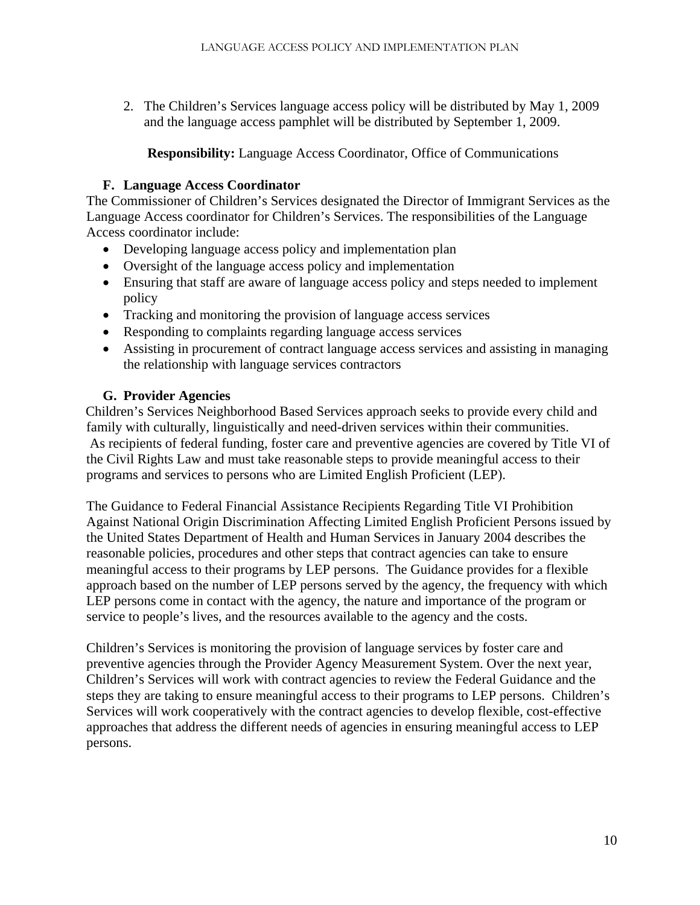2. The Children's Services language access policy will be distributed by May 1, 2009 and the language access pamphlet will be distributed by September 1, 2009.

   **Responsibility:** Language Access Coordinator, Office of Communications

### F. Language Access Coordinator

The Commissioner of Children's Services designated the Director of Immigrant Services as the Language Access coordinator for Children's Services. The responsibilities of the Language Access coordinator include:

- Developing language access policy and implementation plan
- Oversight of the language access policy and implementation
- Ensuring that staff are aware of language access policy and steps needed to implement policy
- Tracking and monitoring the provision of language access services
- Responding to complaints regarding language access services
- Assisting in procurement of contract language access services and assisting in managing the relationship with language services contractors

### G. Provider Agencies

Children's Services Neighborhood Based Services approach seeks to provide every child and family with culturally, linguistically and need-driven services within their communities. As recipients of federal funding, foster care and preventive agencies are covered by Title VI of the Civil Rights Law and must take reasonable steps to provide meaningful access to their programs and services to persons who are Limited English Proficient (LEP).

The Guidance to Federal Financial Assistance Recipients Regarding Title VI Prohibition Against National Origin Discrimination Affecting Limited English Proficient Persons issued by the United States Department of Health and Human Services in January 2004 describes the reasonable policies, procedures and other steps that contract agencies can take to ensure meaningful access to their programs by LEP persons. The Guidance provides for a flexible approach based on the number of LEP persons served by the agency, the frequency with which LEP persons come in contact with the agency, the nature and importance of the program or service to people's lives, and the resources available to the agency and the costs.

Children's Services is monitoring the provision of language services by foster care and preventive agencies through the Provider Agency Measurement System. Over the next year, Children's Services will work with contract agencies to review the Federal Guidance and the steps they are taking to ensure meaningful access to their programs to LEP persons. Children's Services will work cooperatively with the contract agencies to develop flexible, cost-effective approaches that address the different needs of agencies in ensuring meaningful access to LEP persons.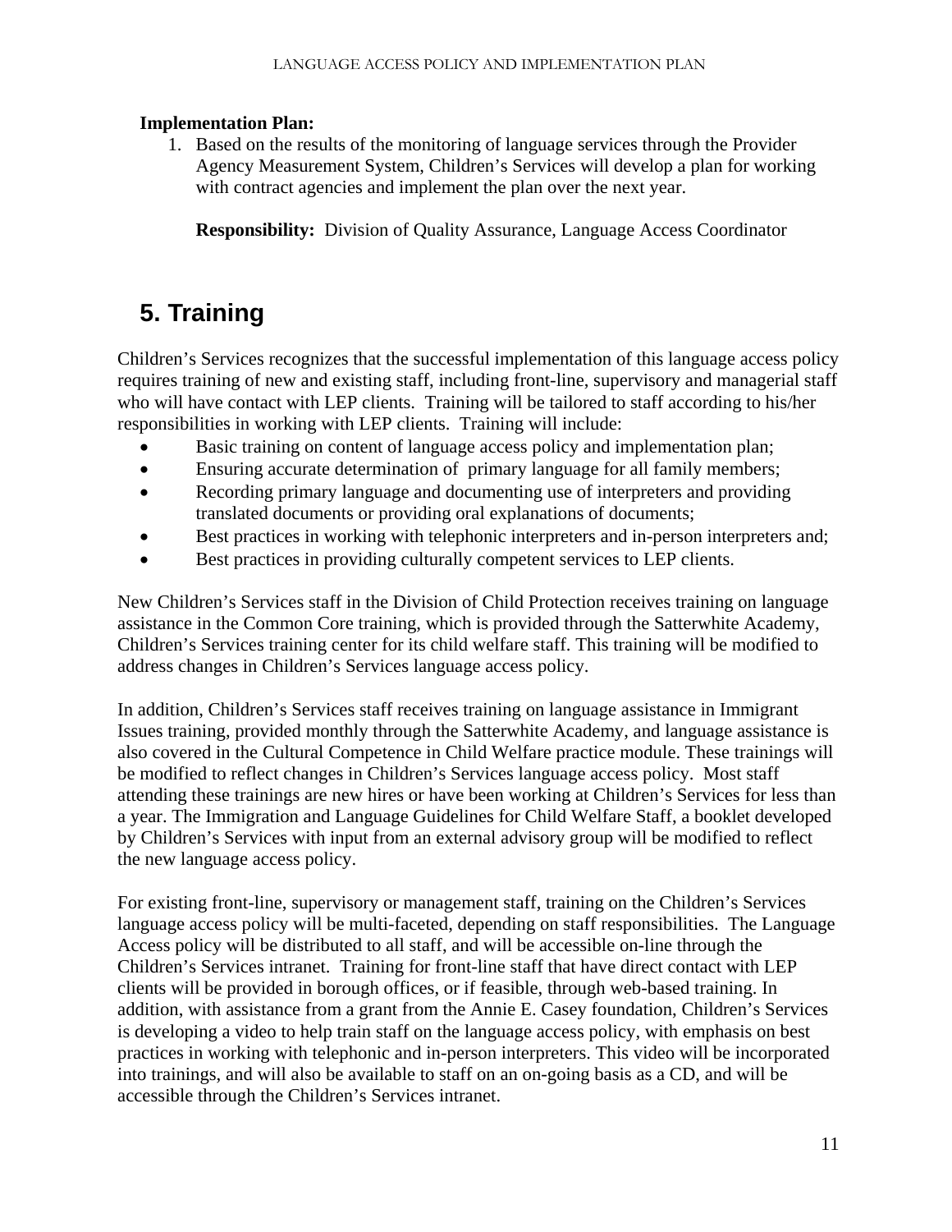**Implementation Plan:**

1. Based on the results of the monitoring of language services through the Provider Agency Measurement System, Children's Services will develop a plan for working with contract agencies and implement the plan over the next year.

   **Responsibility:** Division of Quality Assurance, Language Access Coordinator

# 5. Training

Children's Services recognizes that the successful implementation of this language access policy requires training of new and existing staff, including front-line, supervisory and managerial staff who will have contact with LEP clients. Training will be tailored to staff according to his/her responsibilities in working with LEP clients. Training will include:

- Basic training on content of language access policy and implementation plan;
- Ensuring accurate determination of primary language for all family members;
- Recording primary language and documenting use of interpreters and providing translated documents or providing oral explanations of documents;
- Best practices in working with telephonic interpreters and in-person interpreters and;
- Best practices in providing culturally competent services to LEP clients.

New Children's Services staff in the Division of Child Protection receives training on language assistance in the Common Core training, which is provided through the Satterwhite Academy, Children's Services training center for its child welfare staff. This training will be modified to address changes in Children's Services language access policy.

In addition, Children's Services staff receives training on language assistance in Immigrant Issues training, provided monthly through the Satterwhite Academy, and language assistance is also covered in the Cultural Competence in Child Welfare practice module. These trainings will be modified to reflect changes in Children's Services language access policy. Most staff attending these trainings are new hires or have been working at Children's Services for less than a year. The Immigration and Language Guidelines for Child Welfare Staff, a booklet developed by Children's Services with input from an external advisory group will be modified to reflect the new language access policy.

For existing front-line, supervisory or management staff, training on the Children's Services language access policy will be multi-faceted, depending on staff responsibilities. The Language Access policy will be distributed to all staff, and will be accessible on-line through the Children's Services intranet. Training for front-line staff that have direct contact with LEP clients will be provided in borough offices, or if feasible, through web-based training. In addition, with assistance from a grant from the Annie E. Casey foundation, Children's Services is developing a video to help train staff on the language access policy, with emphasis on best practices in working with telephonic and in-person interpreters. This video will be incorporated into trainings, and will also be available to staff on an on-going basis as a CD, and will be accessible through the Children's Services intranet.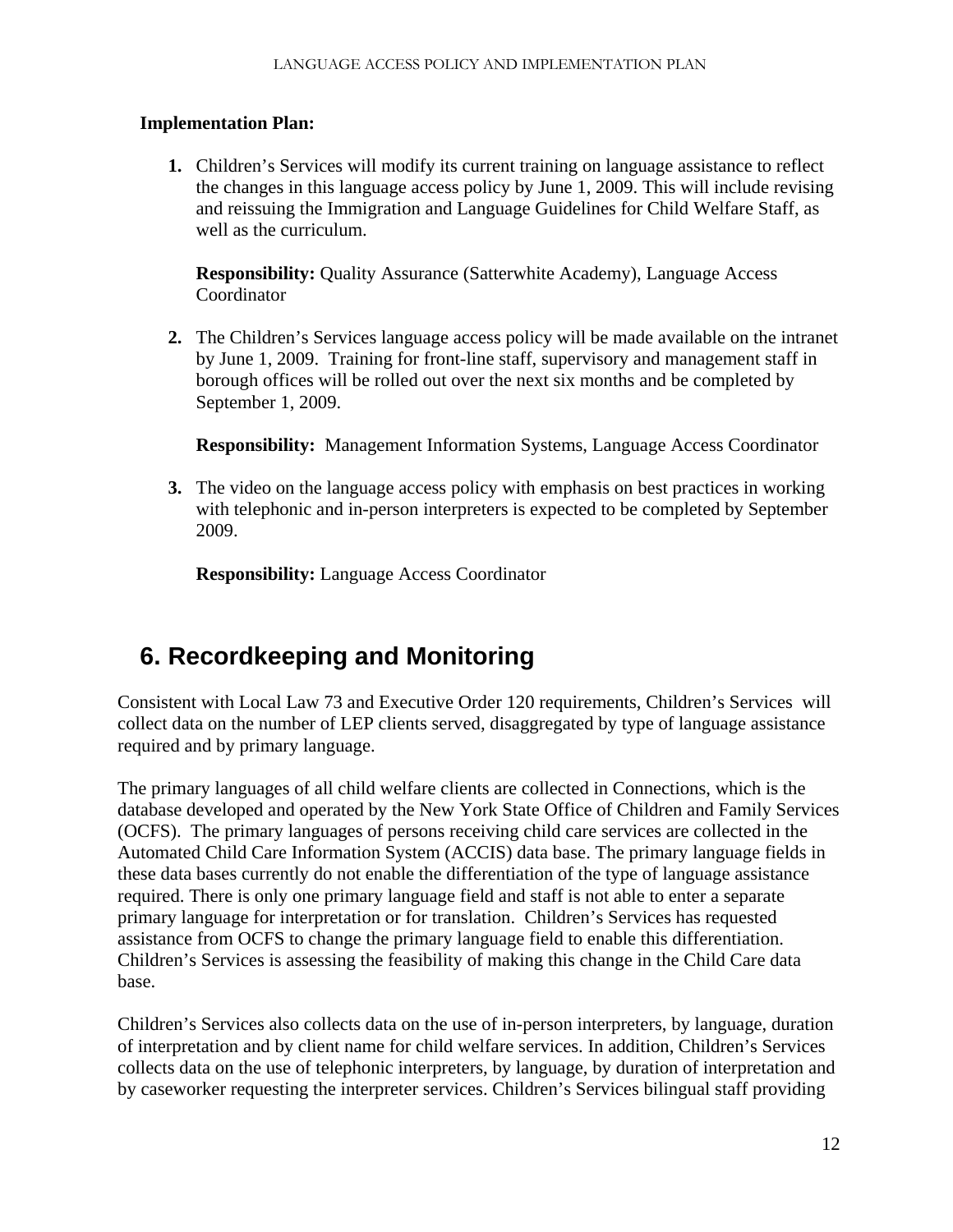**Implementation Plan:**

1. Children's Services will modify its current training on language assistance to reflect the changes in this language access policy by June 1, 2009. This will include revising and reissuing the Immigration and Language Guidelines for Child Welfare Staff, as well as the curriculum.

   **Responsibility:** Quality Assurance (Satterwhite Academy), Language Access Coordinator

2. The Children's Services language access policy will be made available on the intranet by June 1, 2009. Training for front-line staff, supervisory and management staff in borough offices will be rolled out over the next six months and be completed by September 1, 2009.

   **Responsibility:** Management Information Systems, Language Access Coordinator

3. The video on the language access policy with emphasis on best practices in working with telephonic and in-person interpreters is expected to be completed by September 2009.

   **Responsibility:** Language Access Coordinator

# 6. Recordkeeping and Monitoring

Consistent with Local Law 73 and Executive Order 120 requirements, Children's Services will collect data on the number of LEP clients served, disaggregated by type of language assistance required and by primary language.

The primary languages of all child welfare clients are collected in Connections, which is the database developed and operated by the New York State Office of Children and Family Services (OCFS). The primary languages of persons receiving child care services are collected in the Automated Child Care Information System (ACCIS) data base. The primary language fields in these data bases currently do not enable the differentiation of the type of language assistance required. There is only one primary language field and staff is not able to enter a separate primary language for interpretation or for translation. Children's Services has requested assistance from OCFS to change the primary language field to enable this differentiation. Children's Services is assessing the feasibility of making this change in the Child Care data base.

Children's Services also collects data on the use of in-person interpreters, by language, duration of interpretation and by client name for child welfare services. In addition, Children's Services collects data on the use of telephonic interpreters, by language, by duration of interpretation and by caseworker requesting the interpreter services. Children's Services bilingual staff providing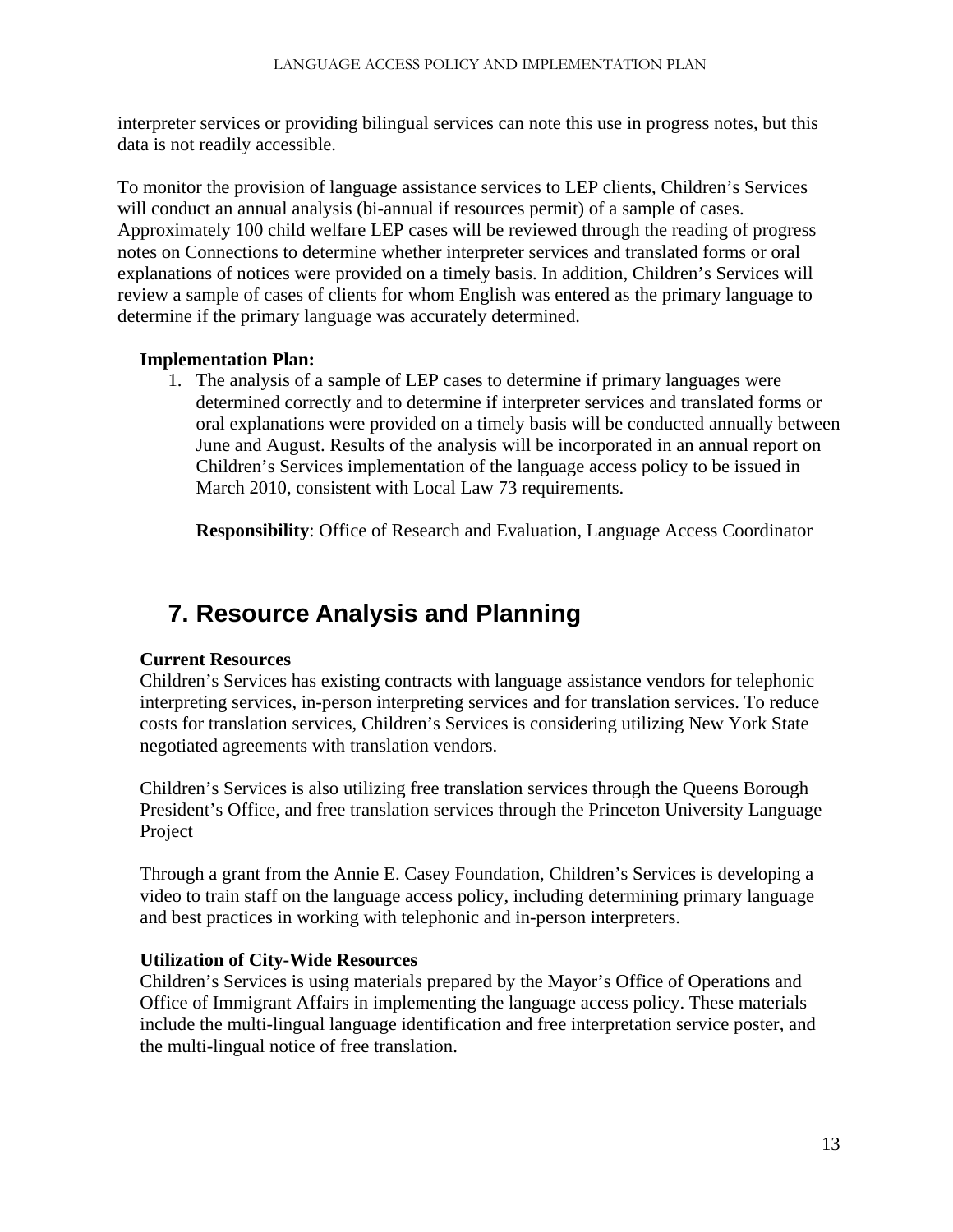interpreter services or providing bilingual services can note this use in progress notes, but this data is not readily accessible.

To monitor the provision of language assistance services to LEP clients, Children's Services will conduct an annual analysis (bi-annual if resources permit) of a sample of cases. Approximately 100 child welfare LEP cases will be reviewed through the reading of progress notes on Connections to determine whether interpreter services and translated forms or oral explanations of notices were provided on a timely basis. In addition, Children's Services will review a sample of cases of clients for whom English was entered as the primary language to determine if the primary language was accurately determined.

**Implementation Plan:**

1. The analysis of a sample of LEP cases to determine if primary languages were determined correctly and to determine if interpreter services and translated forms or oral explanations were provided on a timely basis will be conducted annually between June and August. Results of the analysis will be incorporated in an annual report on Children's Services implementation of the language access policy to be issued in March 2010, consistent with Local Law 73 requirements.

   **Responsibility**: Office of Research and Evaluation, Language Access Coordinator

## 7. Resource Analysis and Planning

**Current Resources**

Children's Services has existing contracts with language assistance vendors for telephonic interpreting services, in-person interpreting services and for translation services. To reduce costs for translation services, Children's Services is considering utilizing New York State negotiated agreements with translation vendors.

Children's Services is also utilizing free translation services through the Queens Borough President's Office, and free translation services through the Princeton University Language Project

Through a grant from the Annie E. Casey Foundation, Children's Services is developing a video to train staff on the language access policy, including determining primary language and best practices in working with telephonic and in-person interpreters.

**Utilization of City-Wide Resources**

Children's Services is using materials prepared by the Mayor's Office of Operations and Office of Immigrant Affairs in implementing the language access policy. These materials include the multi-lingual language identification and free interpretation service poster, and the multi-lingual notice of free translation.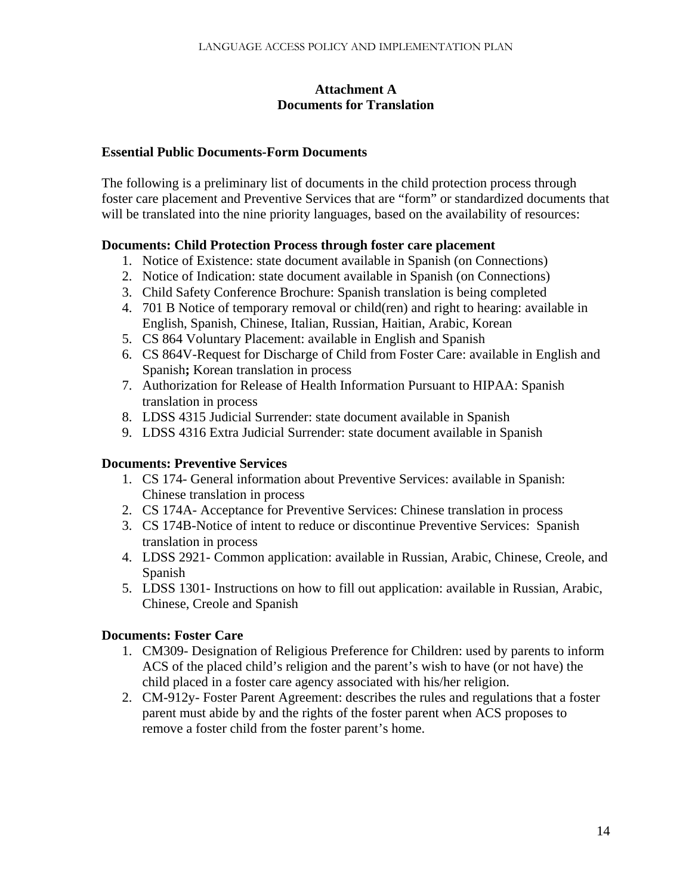## Attachment A
## Documents for Translation

### Essential Public Documents-Form Documents

The following is a preliminary list of documents in the child protection process through foster care placement and Preventive Services that are "form" or standardized documents that will be translated into the nine priority languages, based on the availability of resources:

**Documents: Child Protection Process through foster care placement**

1. Notice of Existence: state document available in Spanish (on Connections)
2. Notice of Indication: state document available in Spanish (on Connections)
3. Child Safety Conference Brochure: Spanish translation is being completed
4. 701 B Notice of temporary removal or child(ren) and right to hearing: available in English, Spanish, Chinese, Italian, Russian, Haitian, Arabic, Korean
5. CS 864 Voluntary Placement: available in English and Spanish
6. CS 864V-Request for Discharge of Child from Foster Care: available in English and Spanish**;** Korean translation in process
7. Authorization for Release of Health Information Pursuant to HIPAA: Spanish translation in process
8. LDSS 4315 Judicial Surrender: state document available in Spanish
9. LDSS 4316 Extra Judicial Surrender: state document available in Spanish

**Documents: Preventive Services**

1. CS 174- General information about Preventive Services: available in Spanish: Chinese translation in process
2. CS 174A- Acceptance for Preventive Services: Chinese translation in process
3. CS 174B-Notice of intent to reduce or discontinue Preventive Services: Spanish translation in process
4. LDSS 2921- Common application: available in Russian, Arabic, Chinese, Creole, and Spanish
5. LDSS 1301- Instructions on how to fill out application: available in Russian, Arabic, Chinese, Creole and Spanish

**Documents: Foster Care**

1. CM309- Designation of Religious Preference for Children: used by parents to inform ACS of the placed child's religion and the parent's wish to have (or not have) the child placed in a foster care agency associated with his/her religion.
2. CM-912y- Foster Parent Agreement: describes the rules and regulations that a foster parent must abide by and the rights of the foster parent when ACS proposes to remove a foster child from the foster parent's home.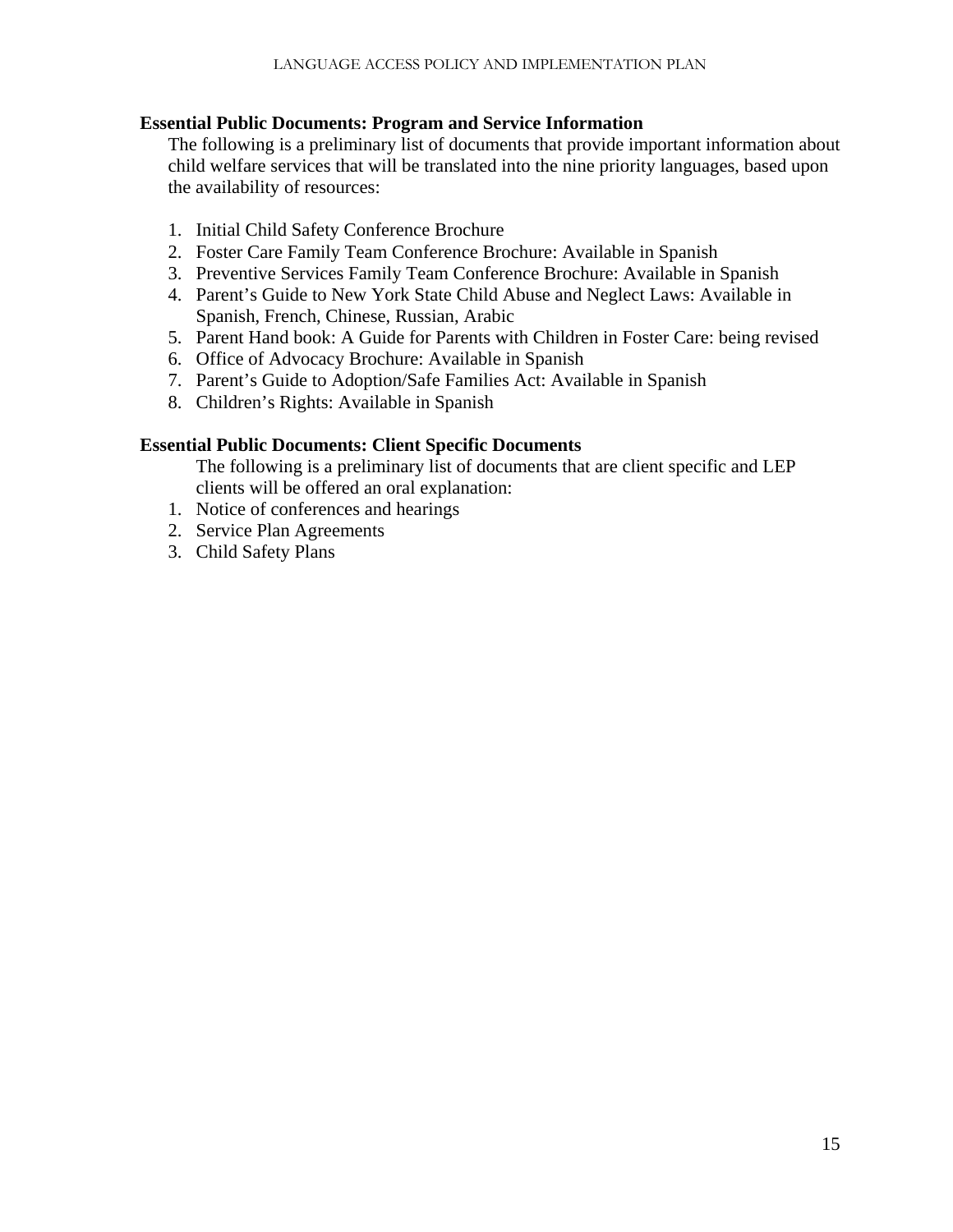**Essential Public Documents: Program and Service Information**

The following is a preliminary list of documents that provide important information about child welfare services that will be translated into the nine priority languages, based upon the availability of resources:

1. Initial Child Safety Conference Brochure
2. Foster Care Family Team Conference Brochure: Available in Spanish
3. Preventive Services Family Team Conference Brochure: Available in Spanish
4. Parent's Guide to New York State Child Abuse and Neglect Laws: Available in Spanish, French, Chinese, Russian, Arabic
5. Parent Hand book: A Guide for Parents with Children in Foster Care: being revised
6. Office of Advocacy Brochure: Available in Spanish
7. Parent's Guide to Adoption/Safe Families Act: Available in Spanish
8. Children's Rights: Available in Spanish

**Essential Public Documents: Client Specific Documents**

The following is a preliminary list of documents that are client specific and LEP clients will be offered an oral explanation:

1. Notice of conferences and hearings
2. Service Plan Agreements
3. Child Safety Plans